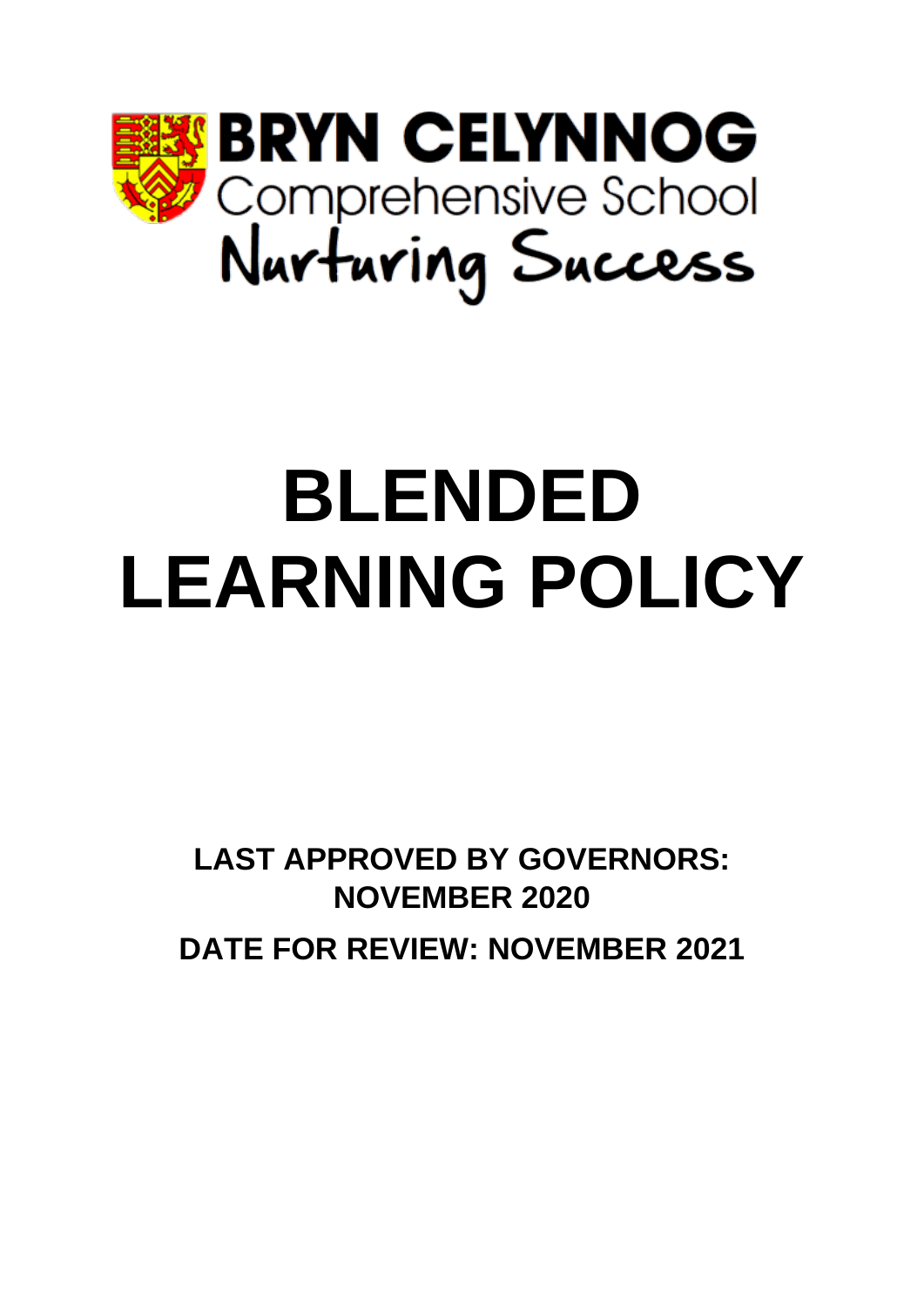**BRYN CELYNNOG**

Comprehensive School

Nurturing Success

# BLENDED LEARNING POLICY

**LAST APPROVED BY GOVERNORS: NOVEMBER 2020**

**DATE FOR REVIEW: NOVEMBER 2021**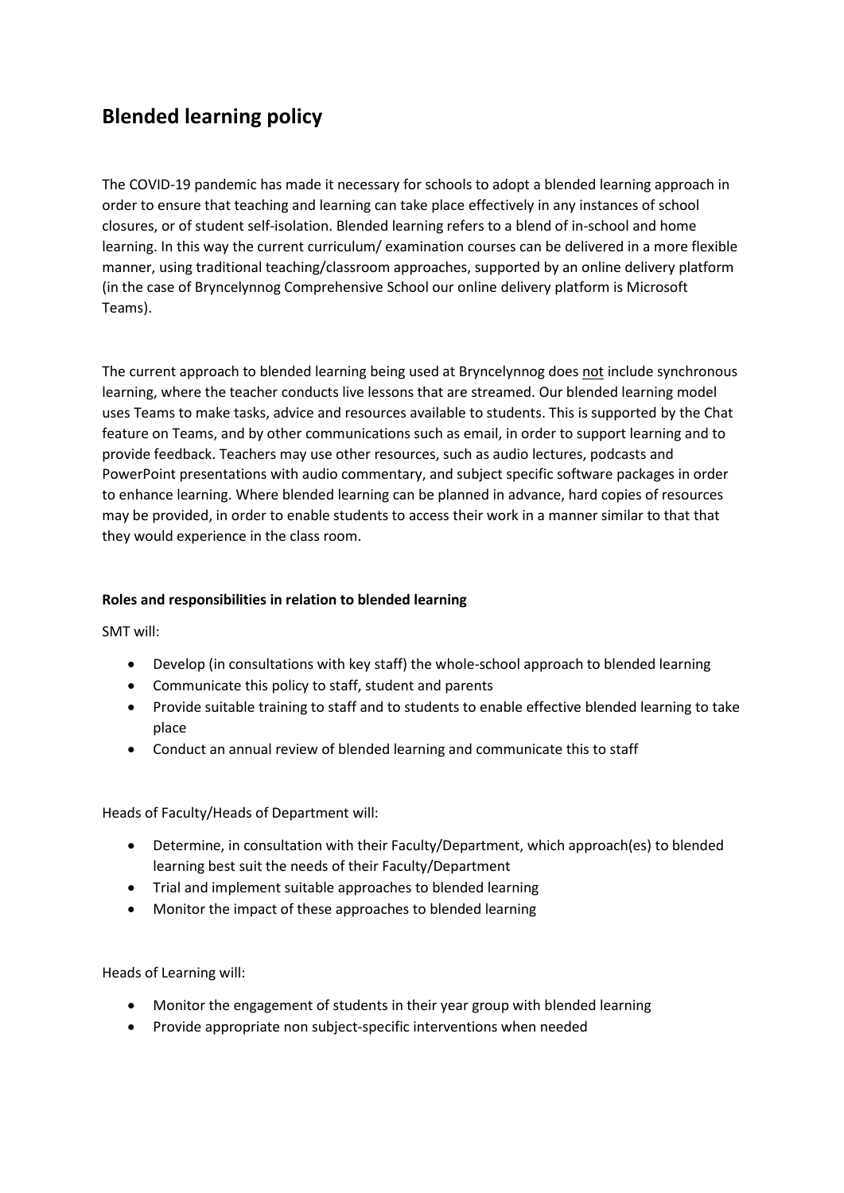# Blended learning policy

The COVID-19 pandemic has made it necessary for schools to adopt a blended learning approach in order to ensure that teaching and learning can take place effectively in any instances of school closures, or of student self-isolation. Blended learning refers to a blend of in-school and home learning. In this way the current curriculum/ examination courses can be delivered in a more flexible manner, using traditional teaching/classroom approaches, supported by an online delivery platform (in the case of Bryncelynnog Comprehensive School our online delivery platform is Microsoft Teams).

The current approach to blended learning being used at Bryncelynnog does <u>not</u> include synchronous learning, where the teacher conducts live lessons that are streamed. Our blended learning model uses Teams to make tasks, advice and resources available to students. This is supported by the Chat feature on Teams, and by other communications such as email, in order to support learning and to provide feedback. Teachers may use other resources, such as audio lectures, podcasts and PowerPoint presentations with audio commentary, and subject specific software packages in order to enhance learning. Where blended learning can be planned in advance, hard copies of resources may be provided, in order to enable students to access their work in a manner similar to that that they would experience in the class room.

**Roles and responsibilities in relation to blended learning**

SMT will:

- Develop (in consultations with key staff) the whole-school approach to blended learning
- Communicate this policy to staff, student and parents
- Provide suitable training to staff and to students to enable effective blended learning to take place
- Conduct an annual review of blended learning and communicate this to staff

Heads of Faculty/Heads of Department will:

- Determine, in consultation with their Faculty/Department, which approach(es) to blended learning best suit the needs of their Faculty/Department
- Trial and implement suitable approaches to blended learning
- Monitor the impact of these approaches to blended learning

Heads of Learning will:

- Monitor the engagement of students in their year group with blended learning
- Provide appropriate non subject-specific interventions when needed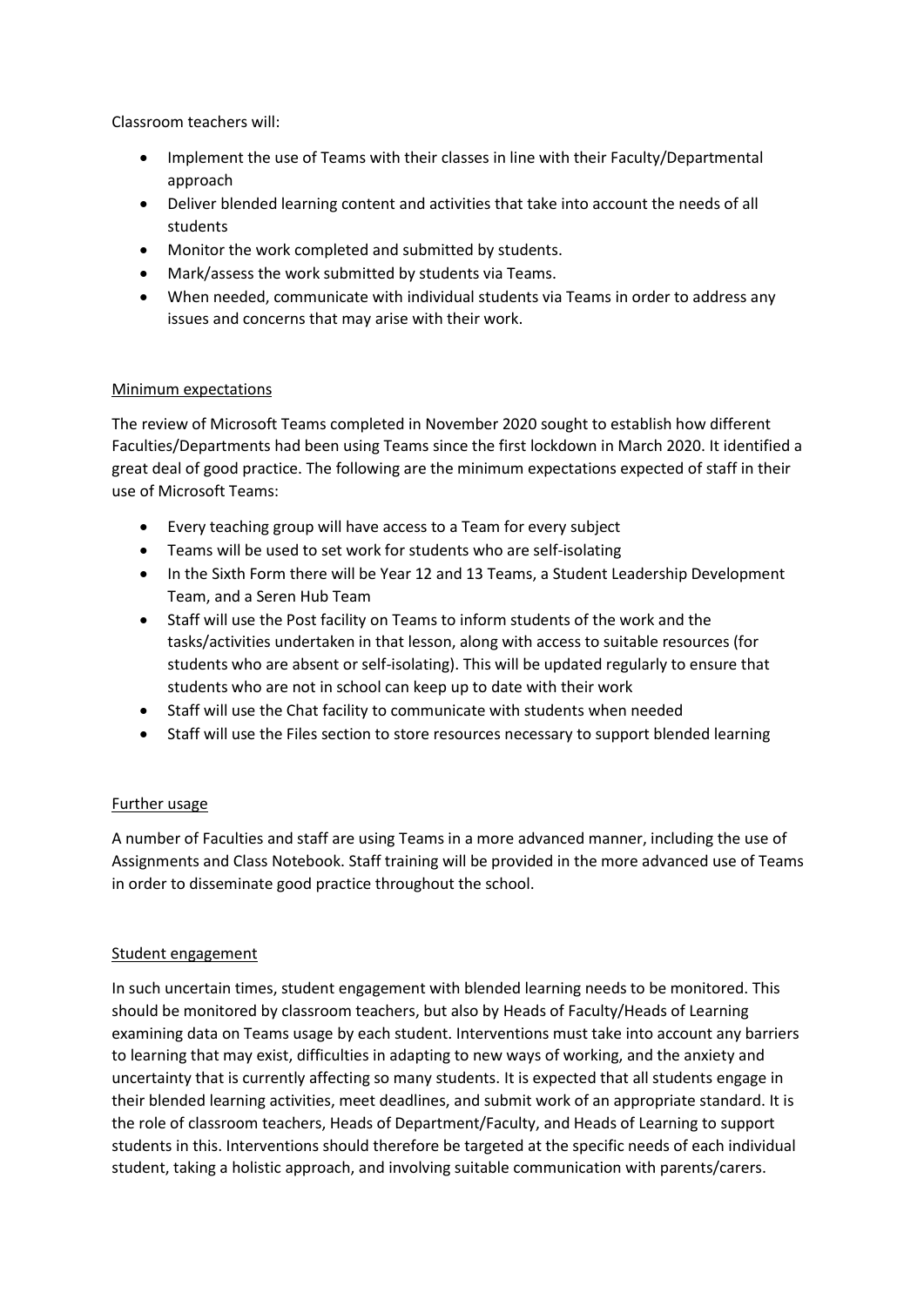Classroom teachers will:

- Implement the use of Teams with their classes in line with their Faculty/Departmental approach
- Deliver blended learning content and activities that take into account the needs of all students
- Monitor the work completed and submitted by students.
- Mark/assess the work submitted by students via Teams.
- When needed, communicate with individual students via Teams in order to address any issues and concerns that may arise with their work.

## Minimum expectations

The review of Microsoft Teams completed in November 2020 sought to establish how different Faculties/Departments had been using Teams since the first lockdown in March 2020. It identified a great deal of good practice. The following are the minimum expectations expected of staff in their use of Microsoft Teams:

- Every teaching group will have access to a Team for every subject
- Teams will be used to set work for students who are self-isolating
- In the Sixth Form there will be Year 12 and 13 Teams, a Student Leadership Development Team, and a Seren Hub Team
- Staff will use the Post facility on Teams to inform students of the work and the tasks/activities undertaken in that lesson, along with access to suitable resources (for students who are absent or self-isolating). This will be updated regularly to ensure that students who are not in school can keep up to date with their work
- Staff will use the Chat facility to communicate with students when needed
- Staff will use the Files section to store resources necessary to support blended learning

## Further usage

A number of Faculties and staff are using Teams in a more advanced manner, including the use of Assignments and Class Notebook. Staff training will be provided in the more advanced use of Teams in order to disseminate good practice throughout the school.

## Student engagement

In such uncertain times, student engagement with blended learning needs to be monitored. This should be monitored by classroom teachers, but also by Heads of Faculty/Heads of Learning examining data on Teams usage by each student. Interventions must take into account any barriers to learning that may exist, difficulties in adapting to new ways of working, and the anxiety and uncertainty that is currently affecting so many students. It is expected that all students engage in their blended learning activities, meet deadlines, and submit work of an appropriate standard. It is the role of classroom teachers, Heads of Department/Faculty, and Heads of Learning to support students in this. Interventions should therefore be targeted at the specific needs of each individual student, taking a holistic approach, and involving suitable communication with parents/carers.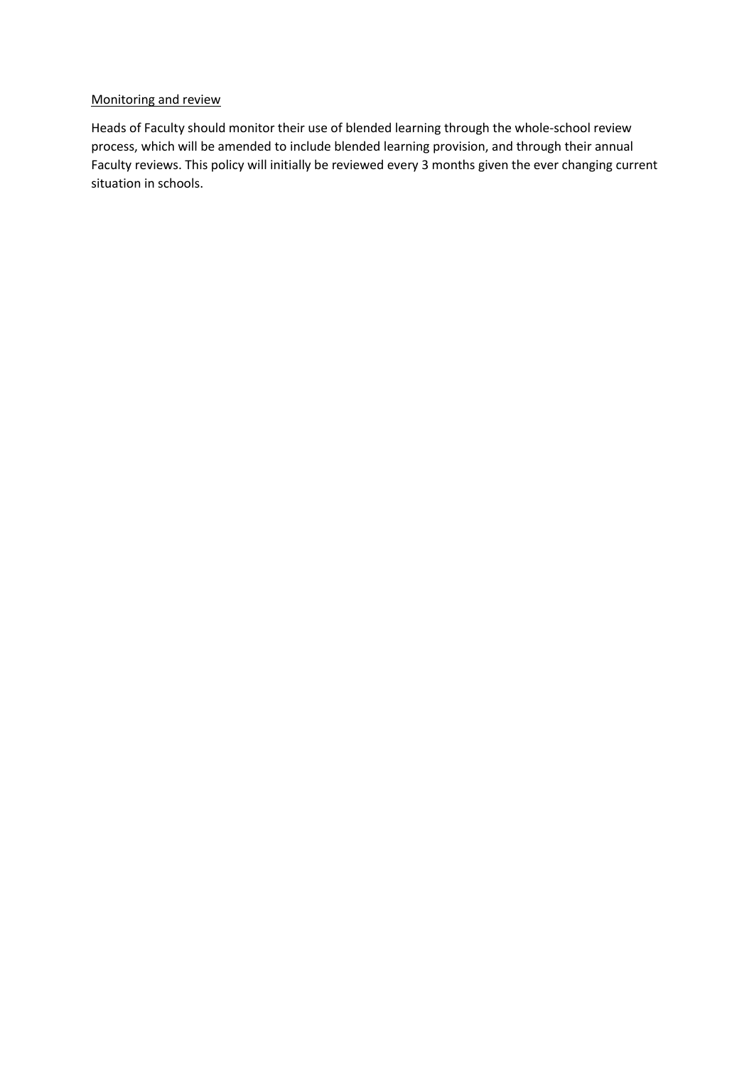## Monitoring and review

Heads of Faculty should monitor their use of blended learning through the whole-school review process, which will be amended to include blended learning provision, and through their annual Faculty reviews. This policy will initially be reviewed every 3 months given the ever changing current situation in schools.